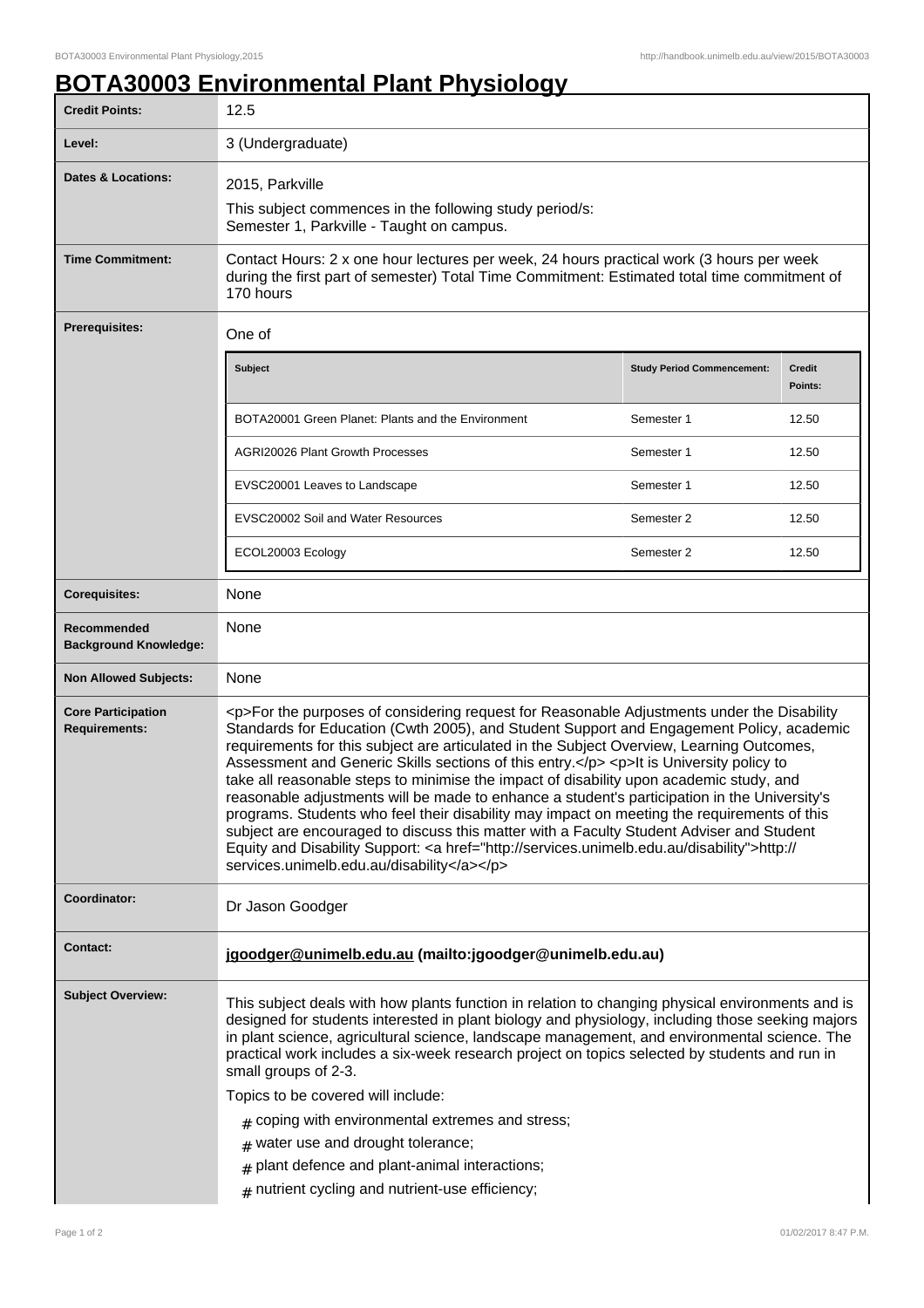# BOTA30003 Environmental Plant Physiology

| | |
|---|---|
| **Credit Points:** | 12.5 |
| **Level:** | 3 (Undergraduate) |
| **Dates & Locations:** | 2015, Parkville<br>This subject commences in the following study period/s:<br>Semester 1, Parkville - Taught on campus. |
| **Time Commitment:** | Contact Hours: 2 x one hour lectures per week, 24 hours practical work (3 hours per week during the first part of semester) Total Time Commitment: Estimated total time commitment of 170 hours |
| **Prerequisites:** | One of |

| Subject | Study Period Commencement: | Credit Points: |
|---|---|---|
| BOTA20001 Green Planet: Plants and the Environment | Semester 1 | 12.50 |
| AGRI20026 Plant Growth Processes | Semester 1 | 12.50 |
| EVSC20001 Leaves to Landscape | Semester 1 | 12.50 |
| EVSC20002 Soil and Water Resources | Semester 2 | 12.50 |
| ECOL20003 Ecology | Semester 2 | 12.50 |

| | |
|---|---|
| **Corequisites:** | None |
| **Recommended Background Knowledge:** | None |
| **Non Allowed Subjects:** | None |
| **Core Participation Requirements:** | <p>For the purposes of considering request for Reasonable Adjustments under the Disability Standards for Education (Cwth 2005), and Student Support and Engagement Policy, academic requirements for this subject are articulated in the Subject Overview, Learning Outcomes, Assessment and Generic Skills sections of this entry.</p> <p>It is University policy to take all reasonable steps to minimise the impact of disability upon academic study, and reasonable adjustments will be made to enhance a student's participation in the University's programs. Students who feel their disability may impact on meeting the requirements of this subject are encouraged to discuss this matter with a Faculty Student Adviser and Student Equity and Disability Support: <a href="http://services.unimelb.edu.au/disability">http://services.unimelb.edu.au/disability</a></p> |
| **Coordinator:** | Dr Jason Goodger |
| **Contact:** | **jgoodger@unimelb.edu.au (mailto:jgoodger@unimelb.edu.au)** |
| **Subject Overview:** | This subject deals with how plants function in relation to changing physical environments and is designed for students interested in plant biology and physiology, including those seeking majors in plant science, agricultural science, landscape management, and environmental science. The practical work includes a six-week research project on topics selected by students and run in small groups of 2-3.<br>Topics to be covered will include:<br># coping with environmental extremes and stress;<br># water use and drought tolerance;<br># plant defence and plant-animal interactions;<br># nutrient cycling and nutrient-use efficiency; |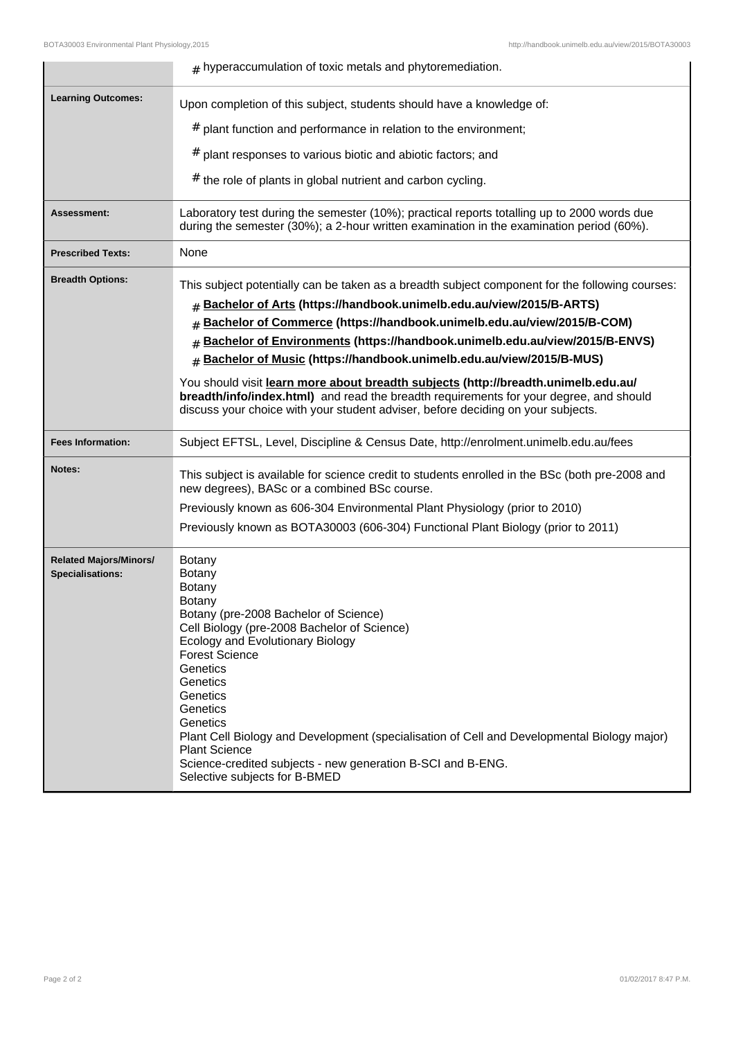| | |
|---|---|
| | # hyperaccumulation of toxic metals and phytoremediation. |
| **Learning Outcomes:** | Upon completion of this subject, students should have a knowledge of:<br># plant function and performance in relation to the environment;<br># plant responses to various biotic and abiotic factors; and<br># the role of plants in global nutrient and carbon cycling. |
| **Assessment:** | Laboratory test during the semester (10%); practical reports totalling up to 2000 words due during the semester (30%); a 2-hour written examination in the examination period (60%). |
| **Prescribed Texts:** | None |
| **Breadth Options:** | This subject potentially can be taken as a breadth subject component for the following courses:<br># **Bachelor of Arts (https://handbook.unimelb.edu.au/view/2015/B-ARTS)**<br># **Bachelor of Commerce (https://handbook.unimelb.edu.au/view/2015/B-COM)**<br># **Bachelor of Environments (https://handbook.unimelb.edu.au/view/2015/B-ENVS)**<br># **Bachelor of Music (https://handbook.unimelb.edu.au/view/2015/B-MUS)**<br>You should visit **learn more about breadth subjects (http://breadth.unimelb.edu.au/breadth/info/index.html)** and read the breadth requirements for your degree, and should discuss your choice with your student adviser, before deciding on your subjects. |
| **Fees Information:** | Subject EFTSL, Level, Discipline & Census Date, http://enrolment.unimelb.edu.au/fees |
| **Notes:** | This subject is available for science credit to students enrolled in the BSc (both pre-2008 and new degrees), BASc or a combined BSc course.<br>Previously known as 606-304 Environmental Plant Physiology (prior to 2010)<br>Previously known as BOTA30003 (606-304) Functional Plant Biology (prior to 2011) |
| **Related Majors/Minors/ Specialisations:** | Botany<br>Botany<br>Botany<br>Botany<br>Botany (pre-2008 Bachelor of Science)<br>Cell Biology (pre-2008 Bachelor of Science)<br>Ecology and Evolutionary Biology<br>Forest Science<br>Genetics<br>Genetics<br>Genetics<br>Genetics<br>Genetics<br>Plant Cell Biology and Development (specialisation of Cell and Developmental Biology major)<br>Plant Science<br>Science-credited subjects - new generation B-SCI and B-ENG.<br>Selective subjects for B-BMED |